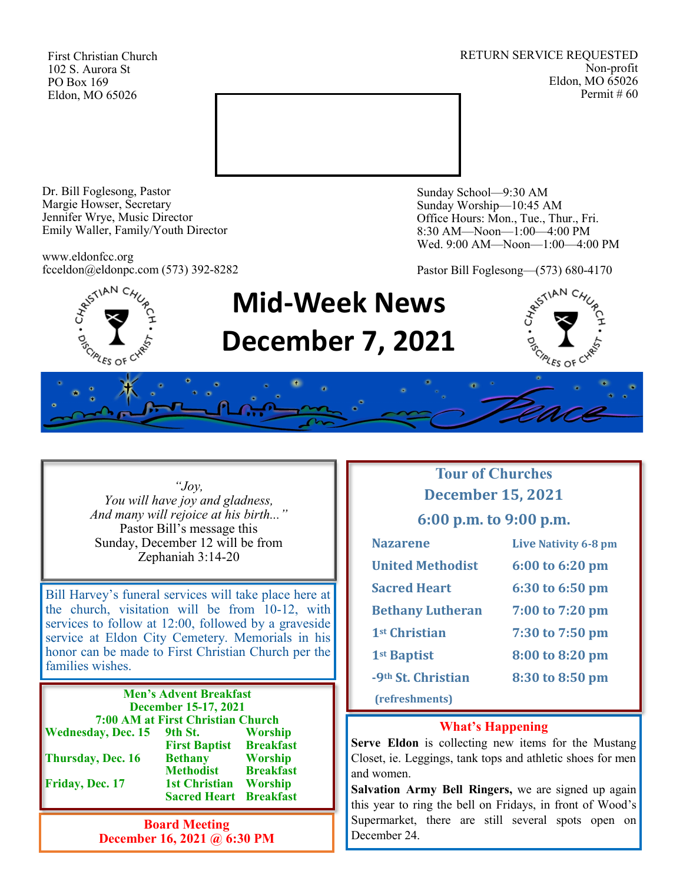First Christian Church
102 S. Aurora St
PO Box 169
Eldon, MO 65026

RETURN SERVICE REQUESTED
Non-profit
Eldon, MO 65026
Permit # 60

Dr. Bill Foglesong, Pastor
Margie Howser, Secretary
Jennifer Wrye, Music Director
Emily Waller, Family/Youth Director

www.eldonfcc.org
fcceldon@eldonpc.com (573) 392-8282

Sunday School—9:30 AM
Sunday Worship—10:45 AM
Office Hours: Mon., Tue., Thur., Fri.
8:30 AM—Noon—1:00—4:00 PM
Wed. 9:00 AM—Noon—1:00—4:00 PM

Pastor Bill Foglesong—(573) 680-4170

# Mid-Week News
# December 7, 2021

*"Joy,
You will have joy and gladness,
And many will rejoice at his birth..."*
Pastor Bill's message this
Sunday, December 12 will be from
Zephaniah 3:14-20

Bill Harvey's funeral services will take place here at the church, visitation will be from 10-12, with services to follow at 12:00, followed by a graveside service at Eldon City Cemetery. Memorials in his honor can be made to First Christian Church per the families wishes.

**Men's Advent Breakfast**
**December 15-17, 2021**
**7:00 AM at First Christian Church**

| | | |
|---|---|---|
| **Wednesday, Dec. 15** | **9th St.** | **Worship** |
| | **First Baptist** | **Breakfast** |
| **Thursday, Dec. 16** | **Bethany** | **Worship** |
| | **Methodist** | **Breakfast** |
| **Friday, Dec. 17** | **1st Christian** | **Worship** |
| | **Sacred Heart** | **Breakfast** |

**Board Meeting**
**December 16, 2021 @ 6:30 PM**

## Tour of Churches
## December 15, 2021
## 6:00 p.m. to 9:00 p.m.

| | |
|---|---|
| **Nazarene** | **Live Nativity 6-8 pm** |
| **United Methodist** | **6:00 to 6:20 pm** |
| **Sacred Heart** | **6:30 to 6:50 pm** |
| **Bethany Lutheran** | **7:00 to 7:20 pm** |
| **1st Christian** | **7:30 to 7:50 pm** |
| **1st Baptist** | **8:00 to 8:20 pm** |
| **-9th St. Christian** | **8:30 to 8:50 pm** |

**(refreshments)**

**What's Happening**

**Serve Eldon** is collecting new items for the Mustang Closet, ie. Leggings, tank tops and athletic shoes for men and women.

**Salvation Army Bell Ringers,** we are signed up again this year to ring the bell on Fridays, in front of Wood's Supermarket, there are still several spots open on December 24.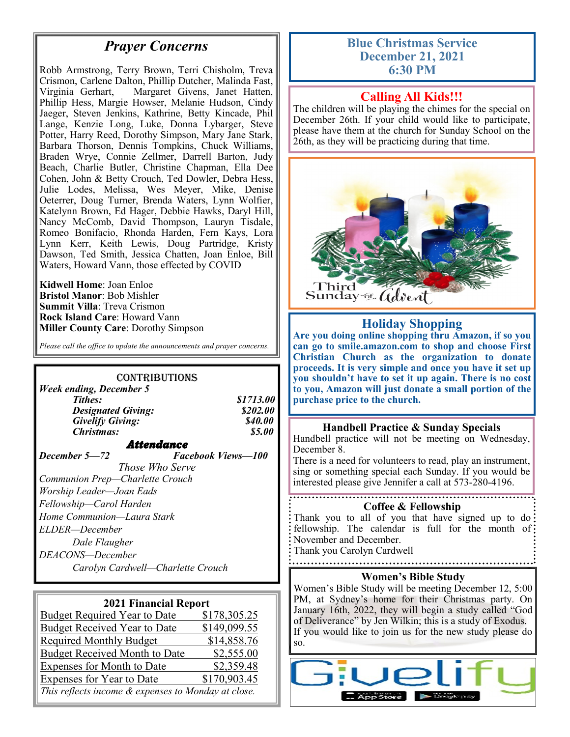## Prayer Concerns

Robb Armstrong, Terry Brown, Terri Chisholm, Treva Crismon, Carlene Dalton, Phillip Dutcher, Malinda Fast, Virginia Gerhart, Margaret Givens, Janet Hatten, Phillip Hess, Margie Howser, Melanie Hudson, Cindy Jaeger, Steven Jenkins, Kathrine, Betty Kincade, Phil Lange, Kenzie Long, Luke, Donna Lybarger, Steve Potter, Harry Reed, Dorothy Simpson, Mary Jane Stark, Barbara Thorson, Dennis Tompkins, Chuck Williams, Braden Wrye, Connie Zellmer, Darrell Barton, Judy Beach, Charlie Butler, Christine Chapman, Ella Dee Cohen, John & Betty Crouch, Ted Dowler, Debra Hess, Julie Lodes, Melissa, Wes Meyer, Mike, Denise Oeterrer, Doug Turner, Brenda Waters, Lynn Wolfier, Katelynn Brown, Ed Hager, Debbie Hawks, Daryl Hill, Nancy McComb, David Thompson, Lauryn Tisdale, Romeo Bonifacio, Rhonda Harden, Fern Kays, Lora Lynn Kerr, Keith Lewis, Doug Partridge, Kristy Dawson, Ted Smith, Jessica Chatten, Joan Enloe, Bill Waters, Howard Vann, those effected by COVID

**Kidwell Home**: Joan Enloe
**Bristol Manor**: Bob Mishler
**Summit Villa**: Treva Crismon
**Rock Island Care**: Howard Vann
**Miller County Care**: Dorothy Simpson

*Please call the office to update the announcements and prayer concerns.*

## CONTRIBUTIONS

***Week ending, December 5***

| | |
|---|---|
| ***Tithes:*** | ***$1713.00*** |
| ***Designated Giving:*** | ***$202.00*** |
| ***Givelify Giving:*** | ***$40.00*** |
| ***Christmas:*** | ***$5.00*** |

### *Attendance*

***December 5—72*** ***Facebook Views—100***

*Those Who Serve*

*Communion Prep—Charlette Crouch*
*Worship Leader—Joan Eads*
*Fellowship—Carol Harden*
*Home Communion—Laura Stark*
*ELDER—December*
*Dale Flaugher*
*DEACONS—December*
*Carolyn Cardwell—Charlette Crouch*

## 2021 Financial Report

| | |
|---|---|
| Budget Required Year to Date | $178,305.25 |
| Budget Received Year to Date | $149,099.55 |
| Required Monthly Budget | $14,858.76 |
| Budget Received Month to Date | $2,555.00 |
| Expenses for Month to Date | $2,359.48 |
| Expenses for Year to Date | $170,903.45 |

*This reflects income & expenses to Monday at close.*

## Blue Christmas Service
## December 21, 2021
## 6:30 PM

## Calling All Kids!!!

The children will be playing the chimes for the special on December 26th. If your child would like to participate, please have them at the church for Sunday School on the 26th, as they will be practicing during that time.

Third Sunday of Advent

## Holiday Shopping

**Are you doing online shopping thru Amazon, if so you can go to smile.amazon.com to shop and choose First Christian Church as the organization to donate proceeds. It is very simple and once you have it set up you shouldn't have to set it up again. There is no cost to you, Amazon will just donate a small portion of the purchase price to the church.**

### Handbell Practice & Sunday Specials

Handbell practice will not be meeting on Wednesday, December 8.

There is a need for volunteers to read, play an instrument, sing or something special each Sunday. If you would be interested please give Jennifer a call at 573-280-4196.

### Coffee & Fellowship

Thank you to all of you that have signed up to do fellowship. The calendar is full for the month of November and December.

Thank you Carolyn Cardwell

### Women's Bible Study

Women's Bible Study will be meeting December 12, 5:00 PM, at Sydney's home for their Christmas party. On January 16th, 2022, they will begin a study called "God of Deliverance" by Jen Wilkin; this is a study of Exodus. If you would like to join us for the new study please do so.

Givelify